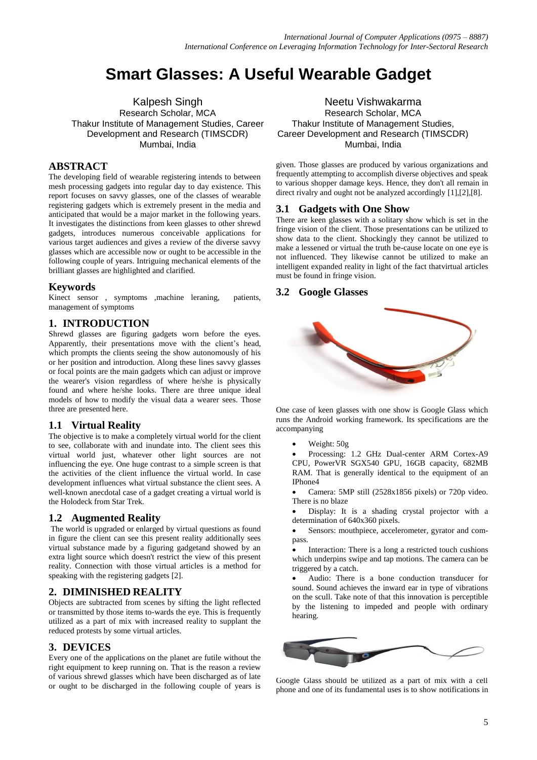# Smart Glasses: A Useful Wearable Gadget

Kalpesh Singh
Research Scholar, MCA
Thakur Institute of Management Studies, Career Development and Research (TIMSCDR)
Mumbai, India

Neetu Vishwakarma
Research Scholar, MCA
Thakur Institute of Management Studies, Career Development and Research (TIMSCDR)
Mumbai, India

## ABSTRACT

The developing field of wearable registering intends to between mesh processing gadgets into regular day to day existence. This report focuses on savvy glasses, one of the classes of wearable registering gadgets which is extremely present in the media and anticipated that would be a major market in the following years. It investigates the distinctions from keen glasses to other shrewd gadgets, introduces numerous conceivable applications for various target audiences and gives a review of the diverse savvy glasses which are accessible now or ought to be accessible in the following couple of years. Intriguing mechanical elements of the brilliant glasses are highlighted and clarified.

## Keywords

Kinect sensor , symptoms ,machine leraning, patients, management of symptoms

## 1. INTRODUCTION

Shrewd glasses are figuring gadgets worn before the eyes. Apparently, their presentations move with the client's head, which prompts the clients seeing the show autonomously of his or her position and introduction. Along these lines savvy glasses or focal points are the main gadgets which can adjust or improve the wearer's vision regardless of where he/she is physically found and where he/she looks. There are three unique ideal models of how to modify the visual data a wearer sees. Those three are presented here.

### 1.1 Virtual Reality

The objective is to make a completely virtual world for the client to see, collaborate with and inundate into. The client sees this virtual world just, whatever other light sources are not influencing the eye. One huge contrast to a simple screen is that the activities of the client influence the virtual world. In case development influences what virtual substance the client sees. A well-known anecdotal case of a gadget creating a virtual world is the Holodeck from Star Trek.

### 1.2 Augmented Reality

The world is upgraded or enlarged by virtual questions as found in figure the client can see this present reality additionally sees virtual substance made by a figuring gadgetand showed by an extra light source which doesn't restrict the view of this present reality. Connection with those virtual articles is a method for speaking with the registering gadgets [2].

## 2. DIMINISHED REALITY

Objects are subtracted from scenes by sifting the light reflected or transmitted by those items to-wards the eye. This is frequently utilized as a part of mix with increased reality to supplant the reduced protests by some virtual articles.

## 3. DEVICES

Every one of the applications on the planet are futile without the right equipment to keep running on. That is the reason a review of various shrewd glasses which have been discharged as of late or ought to be discharged in the following couple of years is given. Those glasses are produced by various organizations and frequently attempting to accomplish diverse objectives and speak to various shopper damage keys. Hence, they don't all remain in direct rivalry and ought not be analyzed accordingly [1],[2],[8].

### 3.1 Gadgets with One Show

There are keen glasses with a solitary show which is set in the fringe vision of the client. Those presentations can be utilized to show data to the client. Shockingly they cannot be utilized to make a lessened or virtual the truth be-cause locate on one eye is not influenced. They likewise cannot be utilized to make an intelligent expanded reality in light of the fact thatvirtual articles must be found in fringe vision.

### 3.2 Google Glasses

One case of keen glasses with one show is Google Glass which runs the Android working framework. Its specifications are the accompanying

- Weight: 50g
- Processing: 1.2 GHz Dual-center ARM Cortex-A9 CPU, PowerVR SGX540 GPU, 16GB capacity, 682MB RAM. That is generally identical to the equipment of an IPhone4
- Camera: 5MP still (2528x1856 pixels) or 720p video. There is no blaze
- Display: It is a shading crystal projector with a determination of 640x360 pixels.
- Sensors: mouthpiece, accelerometer, gyrator and com-pass.
- Interaction: There is a long a restricted touch cushions which underpins swipe and tap motions. The camera can be triggered by a catch.
- Audio: There is a bone conduction transducer for sound. Sound achieves the inward ear in type of vibrations on the scull. Take note of that this innovation is perceptible by the listening to impeded and people with ordinary hearing.

Google Glass should be utilized as a part of mix with a cell phone and one of its fundamental uses is to show notifications in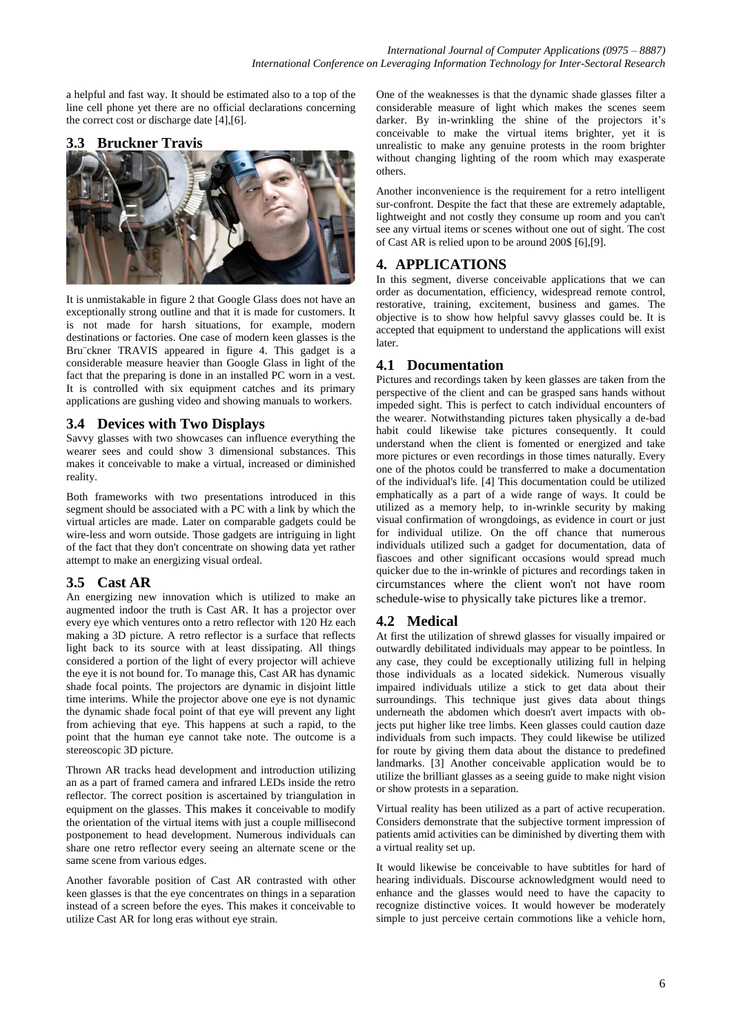a helpful and fast way. It should be estimated also to a top of the line cell phone yet there are no official declarations concerning the correct cost or discharge date [4],[6].

### 3.3 Bruckner Travis

It is unmistakable in figure 2 that Google Glass does not have an exceptionally strong outline and that it is made for customers. It is not made for harsh situations, for example, modern destinations or factories. One case of modern keen glasses is the Bru¨ckner TRAVIS appeared in figure 4. This gadget is a considerable measure heavier than Google Glass in light of the fact that the preparing is done in an installed PC worn in a vest. It is controlled with six equipment catches and its primary applications are gushing video and showing manuals to workers.

### 3.4 Devices with Two Displays

Savvy glasses with two showcases can influence everything the wearer sees and could show 3 dimensional substances. This makes it conceivable to make a virtual, increased or diminished reality.

Both frameworks with two presentations introduced in this segment should be associated with a PC with a link by which the virtual articles are made. Later on comparable gadgets could be wire-less and worn outside. Those gadgets are intriguing in light of the fact that they don't concentrate on showing data yet rather attempt to make an energizing visual ordeal.

### 3.5 Cast AR

An energizing new innovation which is utilized to make an augmented indoor the truth is Cast AR. It has a projector over every eye which ventures onto a retro reflector with 120 Hz each making a 3D picture. A retro reflector is a surface that reflects light back to its source with at least dissipating. All things considered a portion of the light of every projector will achieve the eye it is not bound for. To manage this, Cast AR has dynamic shade focal points. The projectors are dynamic in disjoint little time interims. While the projector above one eye is not dynamic the dynamic shade focal point of that eye will prevent any light from achieving that eye. This happens at such a rapid, to the point that the human eye cannot take note. The outcome is a stereoscopic 3D picture.

Thrown AR tracks head development and introduction utilizing an as a part of framed camera and infrared LEDs inside the retro reflector. The correct position is ascertained by triangulation in equipment on the glasses. This makes it conceivable to modify the orientation of the virtual items with just a couple millisecond postponement to head development. Numerous individuals can share one retro reflector every seeing an alternate scene or the same scene from various edges.

Another favorable position of Cast AR contrasted with other keen glasses is that the eye concentrates on things in a separation instead of a screen before the eyes. This makes it conceivable to utilize Cast AR for long eras without eye strain.

One of the weaknesses is that the dynamic shade glasses filter a considerable measure of light which makes the scenes seem darker. By in-wrinkling the shine of the projectors it's conceivable to make the virtual items brighter, yet it is unrealistic to make any genuine protests in the room brighter without changing lighting of the room which may exasperate others.

Another inconvenience is the requirement for a retro intelligent sur-confront. Despite the fact that these are extremely adaptable, lightweight and not costly they consume up room and you can't see any virtual items or scenes without one out of sight. The cost of Cast AR is relied upon to be around 200$ [6],[9].

## 4. APPLICATIONS

In this segment, diverse conceivable applications that we can order as documentation, efficiency, widespread remote control, restorative, training, excitement, business and games. The objective is to show how helpful savvy glasses could be. It is accepted that equipment to understand the applications will exist later.

### 4.1 Documentation

Pictures and recordings taken by keen glasses are taken from the perspective of the client and can be grasped sans hands without impeded sight. This is perfect to catch individual encounters of the wearer. Notwithstanding pictures taken physically a de-bad habit could likewise take pictures consequently. It could understand when the client is fomented or energized and take more pictures or even recordings in those times naturally. Every one of the photos could be transferred to make a documentation of the individual's life. [4] This documentation could be utilized emphatically as a part of a wide range of ways. It could be utilized as a memory help, to in-wrinkle security by making visual confirmation of wrongdoings, as evidence in court or just for individual utilize. On the off chance that numerous individuals utilized such a gadget for documentation, data of fiascoes and other significant occasions would spread much quicker due to the in-wrinkle of pictures and recordings taken in circumstances where the client won't not have room schedule-wise to physically take pictures like a tremor.

### 4.2 Medical

At first the utilization of shrewd glasses for visually impaired or outwardly debilitated individuals may appear to be pointless. In any case, they could be exceptionally utilizing full in helping those individuals as a located sidekick. Numerous visually impaired individuals utilize a stick to get data about their surroundings. This technique just gives data about things underneath the abdomen which doesn't avert impacts with ob-jects put higher like tree limbs. Keen glasses could caution daze individuals from such impacts. They could likewise be utilized for route by giving them data about the distance to predefined landmarks. [3] Another conceivable application would be to utilize the brilliant glasses as a seeing guide to make night vision or show protests in a separation.

Virtual reality has been utilized as a part of active recuperation. Considers demonstrate that the subjective torment impression of patients amid activities can be diminished by diverting them with a virtual reality set up.

It would likewise be conceivable to have subtitles for hard of hearing individuals. Discourse acknowledgment would need to enhance and the glasses would need to have the capacity to recognize distinctive voices. It would however be moderately simple to just perceive certain commotions like a vehicle horn,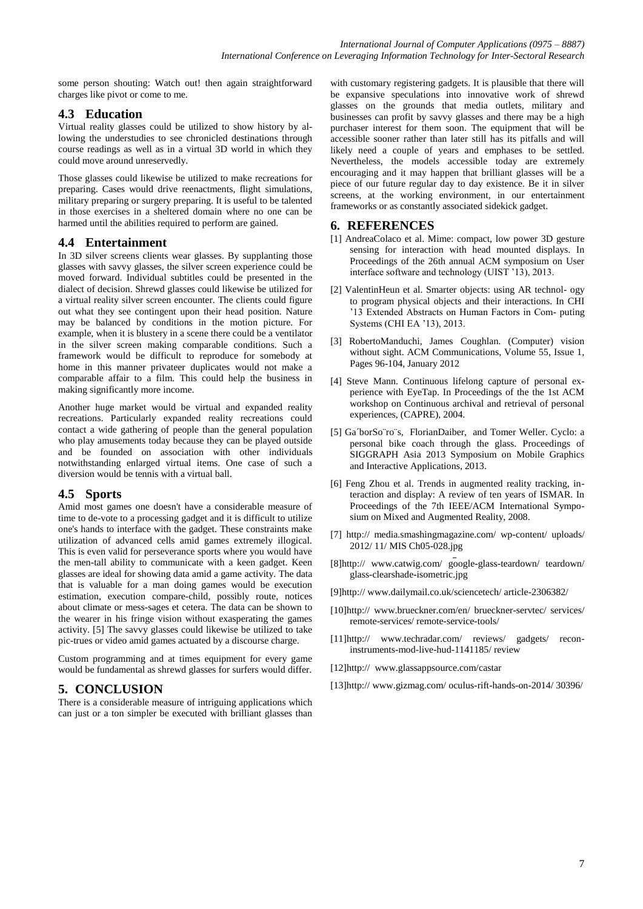some person shouting: Watch out! then again straightforward charges like pivot or come to me.

### 4.3 Education

Virtual reality glasses could be utilized to show history by al-lowing the understudies to see chronicled destinations through course readings as well as in a virtual 3D world in which they could move around unreservedly.

Those glasses could likewise be utilized to make recreations for preparing. Cases would drive reenactments, flight simulations, military preparing or surgery preparing. It is useful to be talented in those exercises in a sheltered domain where no one can be harmed until the abilities required to perform are gained.

### 4.4 Entertainment

In 3D silver screens clients wear glasses. By supplanting those glasses with savvy glasses, the silver screen experience could be moved forward. Individual subtitles could be presented in the dialect of decision. Shrewd glasses could likewise be utilized for a virtual reality silver screen encounter. The clients could figure out what they see contingent upon their head position. Nature may be balanced by conditions in the motion picture. For example, when it is blustery in a scene there could be a ventilator in the silver screen making comparable conditions. Such a framework would be difficult to reproduce for somebody at home in this manner privateer duplicates would not make a comparable affair to a film. This could help the business in making significantly more income.

Another huge market would be virtual and expanded reality recreations. Particularly expanded reality recreations could contact a wide gathering of people than the general population who play amusements today because they can be played outside and be founded on association with other individuals notwithstanding enlarged virtual items. One case of such a diversion would be tennis with a virtual ball.

### 4.5 Sports

Amid most games one doesn't have a considerable measure of time to de-vote to a processing gadget and it is difficult to utilize one's hands to interface with the gadget. These constraints make utilization of advanced cells amid games extremely illogical. This is even valid for perseverance sports where you would have the men-tall ability to communicate with a keen gadget. Keen glasses are ideal for showing data amid a game activity. The data that is valuable for a man doing games would be execution estimation, execution compare-child, possibly route, notices about climate or mess-sages et cetera. The data can be shown to the wearer in his fringe vision without exasperating the games activity. [5] The savvy glasses could likewise be utilized to take pic-trues or video amid games actuated by a discourse charge.

Custom programming and at times equipment for every game would be fundamental as shrewd glasses for surfers would differ.

## 5. CONCLUSION

There is a considerable measure of intriguing applications which can just or a ton simpler be executed with brilliant glasses than with customary registering gadgets. It is plausible that there will be expansive speculations into innovative work of shrewd glasses on the grounds that media outlets, military and businesses can profit by savvy glasses and there may be a high purchaser interest for them soon. The equipment that will be accessible sooner rather than later still has its pitfalls and will likely need a couple of years and emphases to be settled. Nevertheless, the models accessible today are extremely encouraging and it may happen that brilliant glasses will be a piece of our future regular day to day existence. Be it in silver screens, at the working environment, in our entertainment frameworks or as constantly associated sidekick gadget.

## 6. REFERENCES

[1] AndreaColaco et al. Mime: compact, low power 3D gesture sensing for interaction with head mounted displays. In Proceedings of the 26th annual ACM symposium on User interface software and technology (UIST '13), 2013.

[2] ValentinHeun et al. Smarter objects: using AR technol- ogy to program physical objects and their interactions. In CHI '13 Extended Abstracts on Human Factors in Com- puting Systems (CHI EA '13), 2013.

[3] RobertoManduchi, James Coughlan. (Computer) vision without sight. ACM Communications, Volume 55, Issue 1, Pages 96-104, January 2012

[4] Steve Mann. Continuous lifelong capture of personal ex-perience with EyeTap. In Proceedings of the the 1st ACM workshop on Continuous archival and retrieval of personal experiences, (CAPRE), 2004.

[5] Ga´borSo¨ro¨s, FlorianDaiber, and Tomer Weller. Cyclo: a personal bike coach through the glass. Proceedings of SIGGRAPH Asia 2013 Symposium on Mobile Graphics and Interactive Applications, 2013.

[6] Feng Zhou et al. Trends in augmented reality tracking, in-teraction and display: A review of ten years of ISMAR. In Proceedings of the 7th IEEE/ACM International Sympo-sium on Mixed and Augmented Reality, 2008.

[7] http:// media.smashingmagazine.com/ wp-content/ uploads/ 2012/ 11/ MIS Ch05-028.jpg

[8]http:// www.catwig.com/ google-glass-teardown/ teardown/ glass-clearshade-isometric.jpg

[9]http:// www.dailymail.co.uk/sciencetech/ article-2306382/

[10]http:// www.brueckner.com/en/ brueckner-servtec/ services/ remote-services/ remote-service-tools/

[11]http:// www.techradar.com/ reviews/ gadgets/ recon-instruments-mod-live-hud-1141185/ review

[12]http:// www.glassappsource.com/castar

[13]http:// www.gizmag.com/ oculus-rift-hands-on-2014/ 30396/